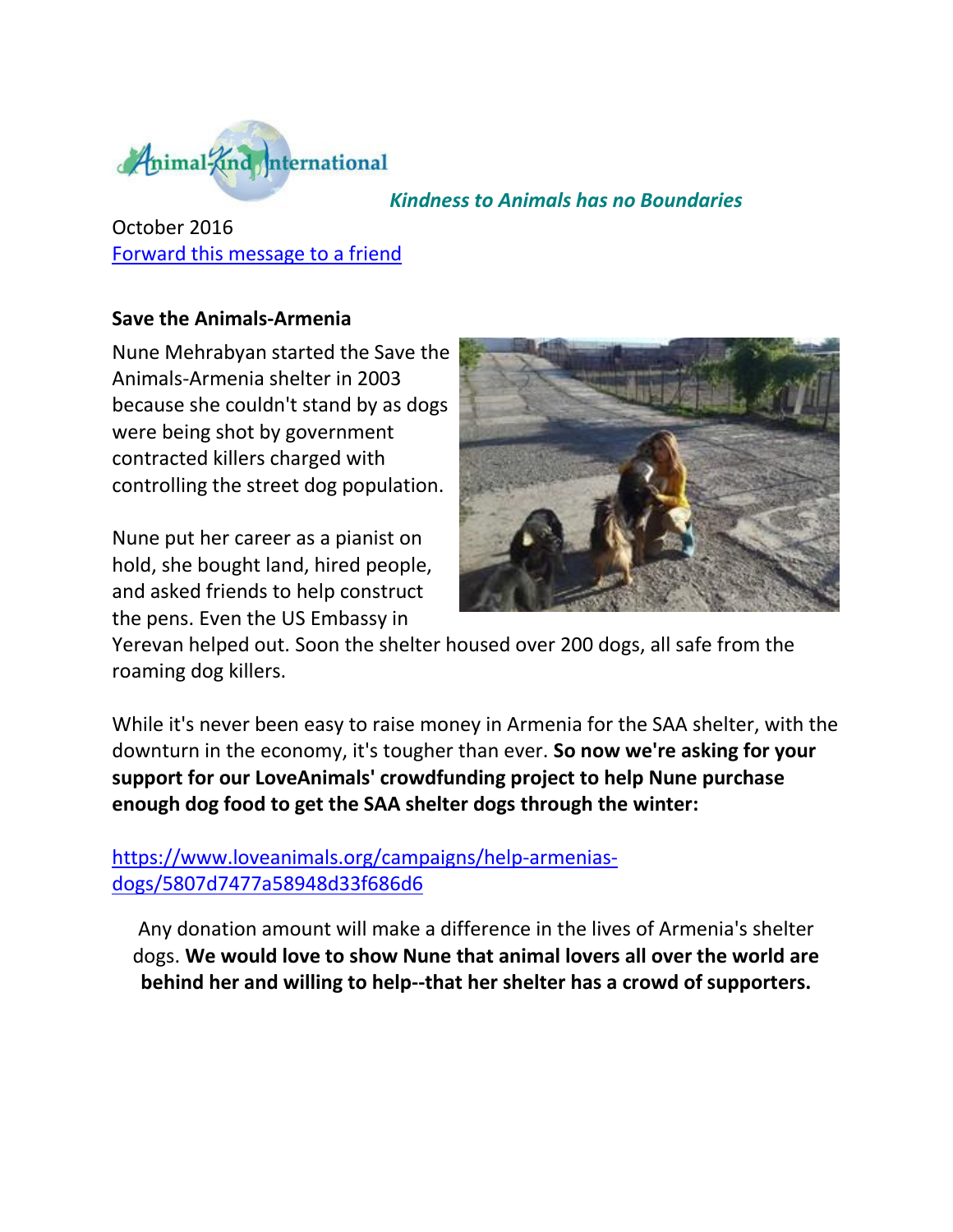Animal-Kind International

*Kindness to Animals has no Boundaries*

October 2016

Forward this message to a friend

**Save the Animals-Armenia**

Nune Mehrabyan started the Save the Animals-Armenia shelter in 2003 because she couldn't stand by as dogs were being shot by government contracted killers charged with controlling the street dog population.

Nune put her career as a pianist on hold, she bought land, hired people, and asked friends to help construct the pens. Even the US Embassy in Yerevan helped out. Soon the shelter housed over 200 dogs, all safe from the roaming dog killers.

While it's never been easy to raise money in Armenia for the SAA shelter, with the downturn in the economy, it's tougher than ever. **So now we're asking for your support for our LoveAnimals' crowdfunding project to help Nune purchase enough dog food to get the SAA shelter dogs through the winter:**

https://www.loveanimals.org/campaigns/help-armenias-dogs/5807d7477a58948d33f686d6

Any donation amount will make a difference in the lives of Armenia's shelter dogs. **We would love to show Nune that animal lovers all over the world are behind her and willing to help--that her shelter has a crowd of supporters.**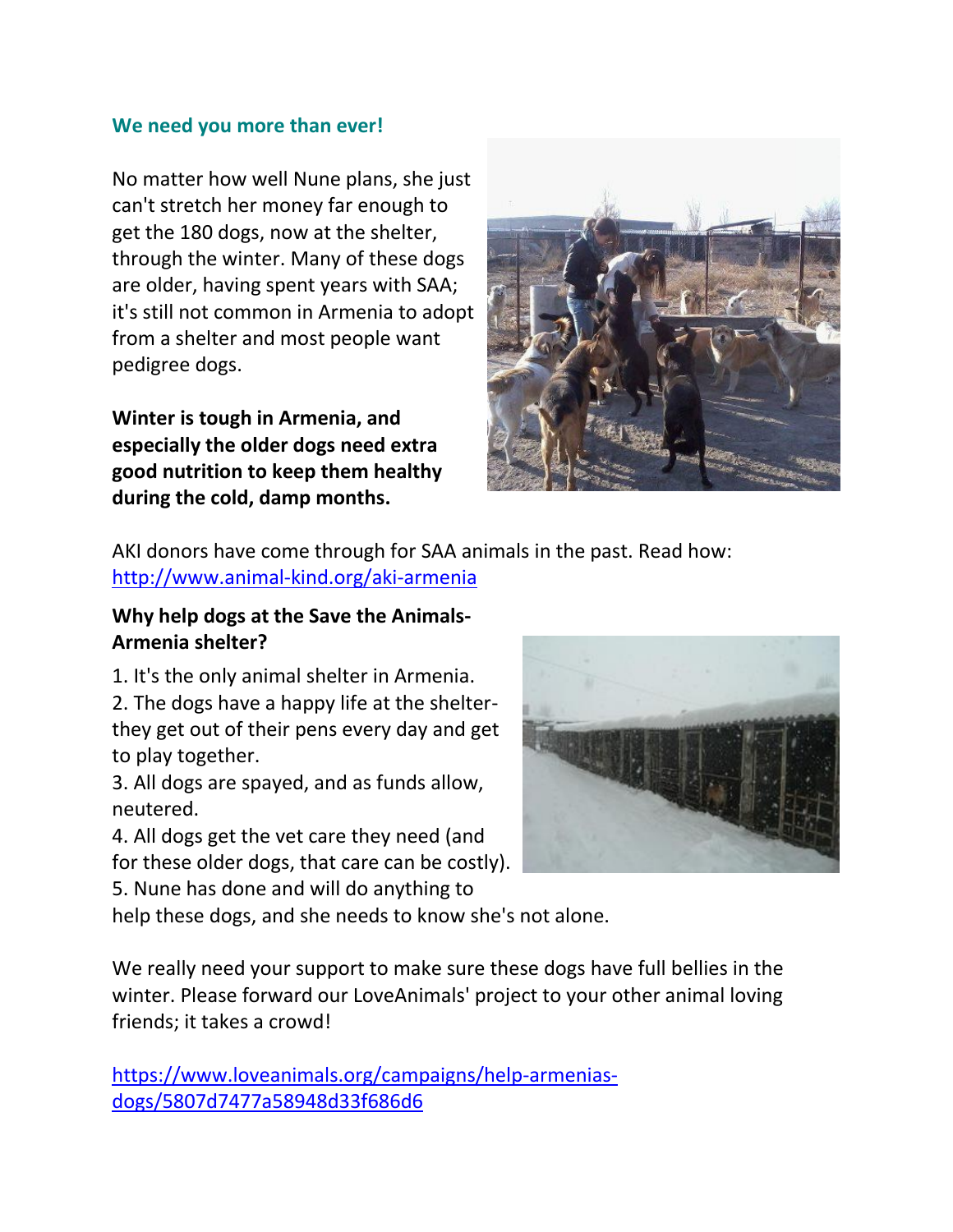## We need you more than ever!

No matter how well Nune plans, she just can't stretch her money far enough to get the 180 dogs, now at the shelter, through the winter. Many of these dogs are older, having spent years with SAA; it's still not common in Armenia to adopt from a shelter and most people want pedigree dogs.

**Winter is tough in Armenia, and especially the older dogs need extra good nutrition to keep them healthy during the cold, damp months.**

AKI donors have come through for SAA animals in the past. Read how: [http://www.animal-kind.org/aki-armenia](http://www.animal-kind.org/aki-armenia)

**Why help dogs at the Save the Animals-Armenia shelter?**

1. It's the only animal shelter in Armenia.
2. The dogs have a happy life at the shelter- they get out of their pens every day and get to play together.
3. All dogs are spayed, and as funds allow, neutered.
4. All dogs get the vet care they need (and for these older dogs, that care can be costly).
5. Nune has done and will do anything to help these dogs, and she needs to know she's not alone.

We really need your support to make sure these dogs have full bellies in the winter. Please forward our LoveAnimals' project to your other animal loving friends; it takes a crowd!

[https://www.loveanimals.org/campaigns/help-armenias-dogs/5807d7477a58948d33f686d6](https://www.loveanimals.org/campaigns/help-armenias-dogs/5807d7477a58948d33f686d6)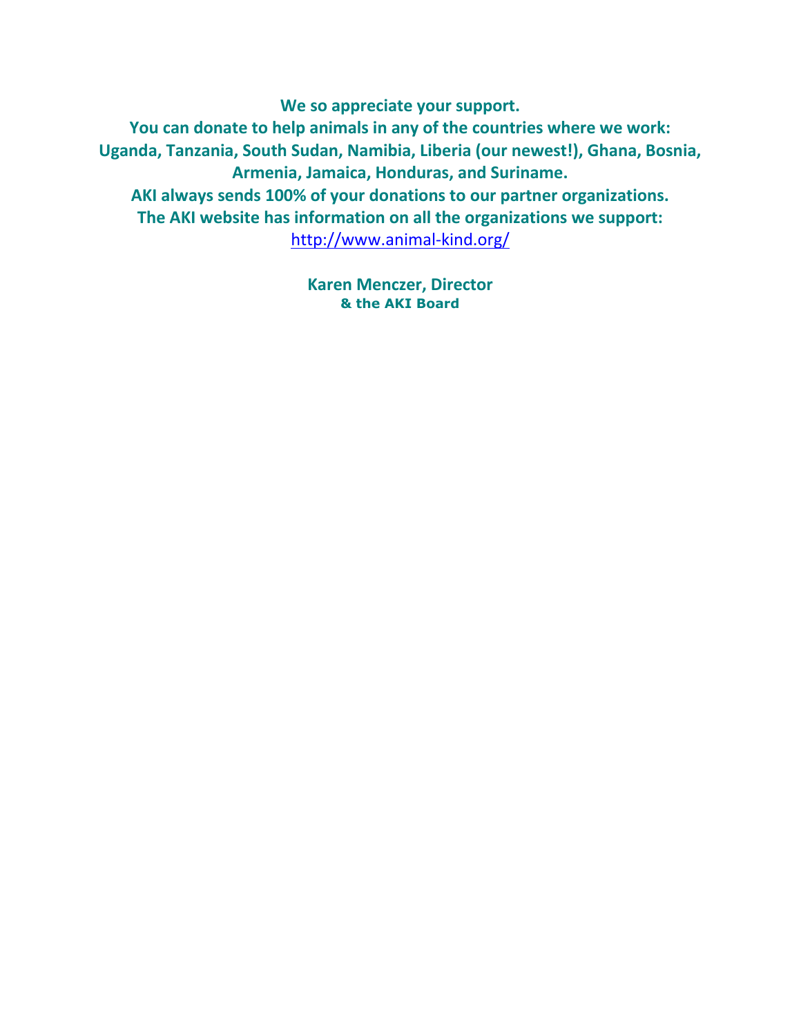**We so appreciate your support.**
**You can donate to help animals in any of the countries where we work:**
**Uganda, Tanzania, South Sudan, Namibia, Liberia (our newest!), Ghana, Bosnia, Armenia, Jamaica, Honduras, and Suriname.**
**AKI always sends 100% of your donations to our partner organizations.**
**The AKI website has information on all the organizations we support:**
http://www.animal-kind.org/

**Karen Menczer, Director**
**& the AKI Board**